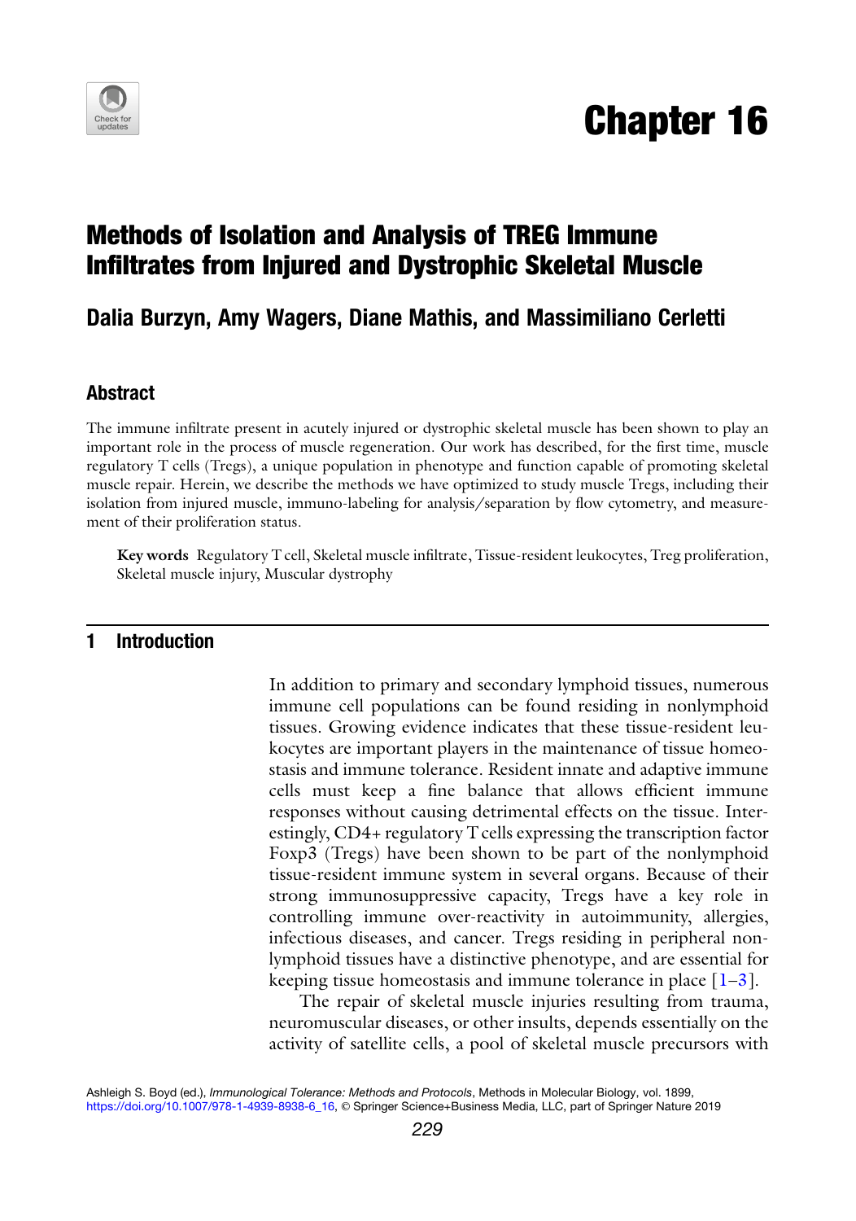# Chapter 16

## Methods of Isolation and Analysis of TREG Immune Infiltrates from Injured and Dystrophic Skeletal Muscle

### Dalia Burzyn, Amy Wagers, Diane Mathis, and Massimiliano Cerletti

#### Abstract

The immune infiltrate present in acutely injured or dystrophic skeletal muscle has been shown to play an important role in the process of muscle regeneration. Our work has described, for the first time, muscle regulatory T cells (Tregs), a unique population in phenotype and function capable of promoting skeletal muscle repair. Herein, we describe the methods we have optimized to study muscle Tregs, including their isolation from injured muscle, immuno-labeling for analysis/separation by flow cytometry, and measurement of their proliferation status.

**Key words** Regulatory T cell, Skeletal muscle infiltrate, Tissue-resident leukocytes, Treg proliferation, Skeletal muscle injury, Muscular dystrophy

## 1 Introduction

In addition to primary and secondary lymphoid tissues, numerous immune cell populations can be found residing in nonlymphoid tissues. Growing evidence indicates that these tissue-resident leukocytes are important players in the maintenance of tissue homeostasis and immune tolerance. Resident innate and adaptive immune cells must keep a fine balance that allows efficient immune responses without causing detrimental effects on the tissue. Interestingly, CD4+ regulatory T cells expressing the transcription factor Foxp3 (Tregs) have been shown to be part of the nonlymphoid tissue-resident immune system in several organs. Because of their strong immunosuppressive capacity, Tregs have a key role in controlling immune over-reactivity in autoimmunity, allergies, infectious diseases, and cancer. Tregs residing in peripheral nonlymphoid tissues have a distinctive phenotype, and are essential for keeping tissue homeostasis and immune tolerance in place [1–3].

The repair of skeletal muscle injuries resulting from trauma, neuromuscular diseases, or other insults, depends essentially on the activity of satellite cells, a pool of skeletal muscle precursors with

Ashleigh S. Boyd (ed.), *Immunological Tolerance: Methods and Protocols*, Methods in Molecular Biology, vol. 1899, https://doi.org/10.1007/978-1-4939-8938-6_16, © Springer Science+Business Media, LLC, part of Springer Nature 2019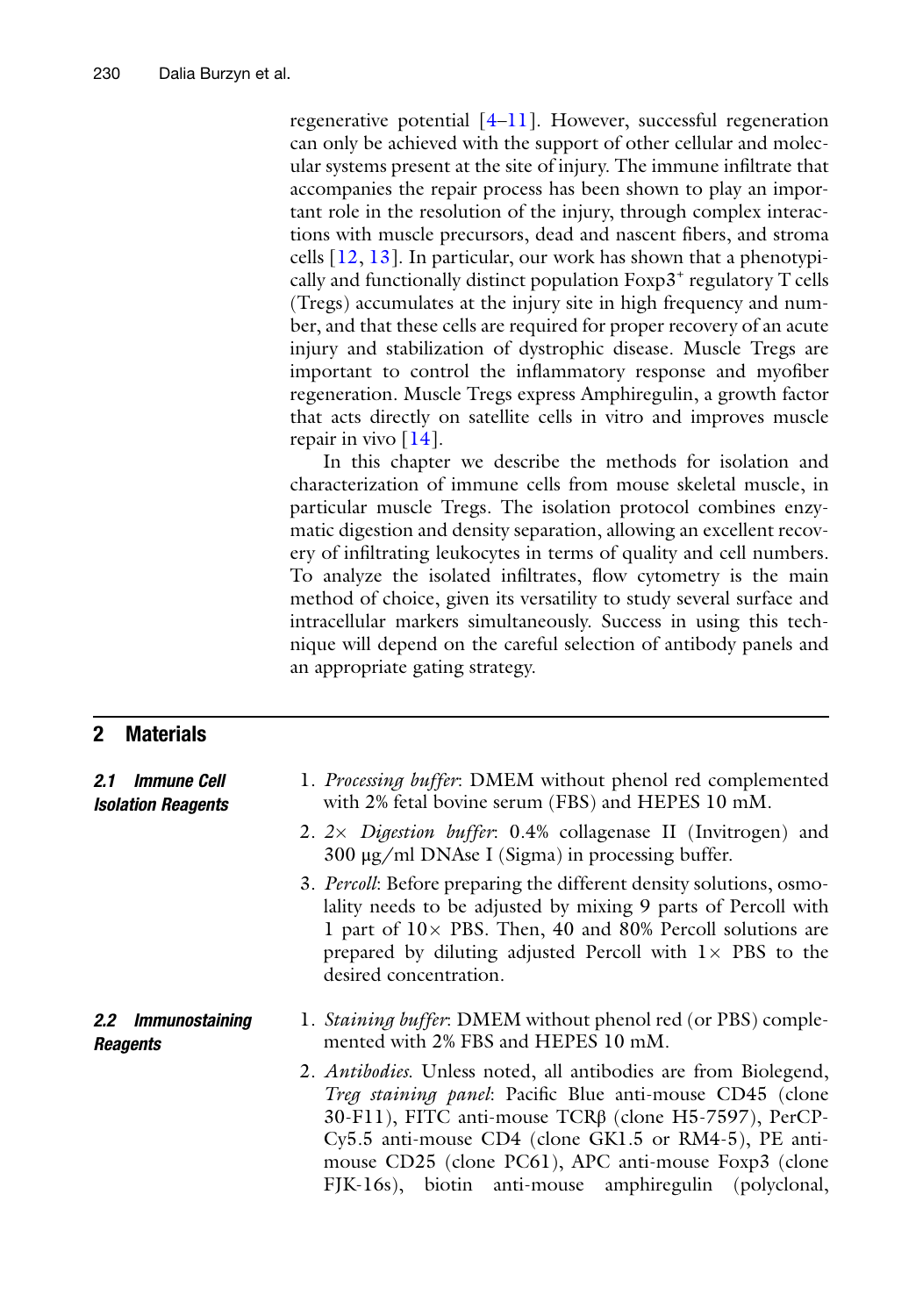regenerative potential [4–11]. However, successful regeneration can only be achieved with the support of other cellular and molecular systems present at the site of injury. The immune infiltrate that accompanies the repair process has been shown to play an important role in the resolution of the injury, through complex interactions with muscle precursors, dead and nascent fibers, and stroma cells [12, 13]. In particular, our work has shown that a phenotypically and functionally distinct population Foxp3$^{+}$ regulatory T cells (Tregs) accumulates at the injury site in high frequency and number, and that these cells are required for proper recovery of an acute injury and stabilization of dystrophic disease. Muscle Tregs are important to control the inflammatory response and myofiber regeneration. Muscle Tregs express Amphiregulin, a growth factor that acts directly on satellite cells in vitro and improves muscle repair in vivo [14].

In this chapter we describe the methods for isolation and characterization of immune cells from mouse skeletal muscle, in particular muscle Tregs. The isolation protocol combines enzymatic digestion and density separation, allowing an excellent recovery of infiltrating leukocytes in terms of quality and cell numbers. To analyze the isolated infiltrates, flow cytometry is the main method of choice, given its versatility to study several surface and intracellular markers simultaneously. Success in using this technique will depend on the careful selection of antibody panels and an appropriate gating strategy.

## 2 Materials

### 2.1 Immune Cell Isolation Reagents

1. *Processing buffer*: DMEM without phenol red complemented with 2% fetal bovine serum (FBS) and HEPES 10 mM.
2. *2× Digestion buffer*: 0.4% collagenase II (Invitrogen) and 300 μg/ml DNAse I (Sigma) in processing buffer.
3. *Percoll*: Before preparing the different density solutions, osmolality needs to be adjusted by mixing 9 parts of Percoll with 1 part of 10× PBS. Then, 40 and 80% Percoll solutions are prepared by diluting adjusted Percoll with 1× PBS to the desired concentration.

### 2.2 Immunostaining Reagents

1. *Staining buffer*: DMEM without phenol red (or PBS) complemented with 2% FBS and HEPES 10 mM.
2. *Antibodies*. Unless noted, all antibodies are from Biolegend, *Treg staining panel*: Pacific Blue anti-mouse CD45 (clone 30-F11), FITC anti-mouse TCRβ (clone H5-7597), PerCP-Cy5.5 anti-mouse CD4 (clone GK1.5 or RM4-5), PE anti-mouse CD25 (clone PC61), APC anti-mouse Foxp3 (clone FJK-16s), biotin anti-mouse amphiregulin (polyclonal,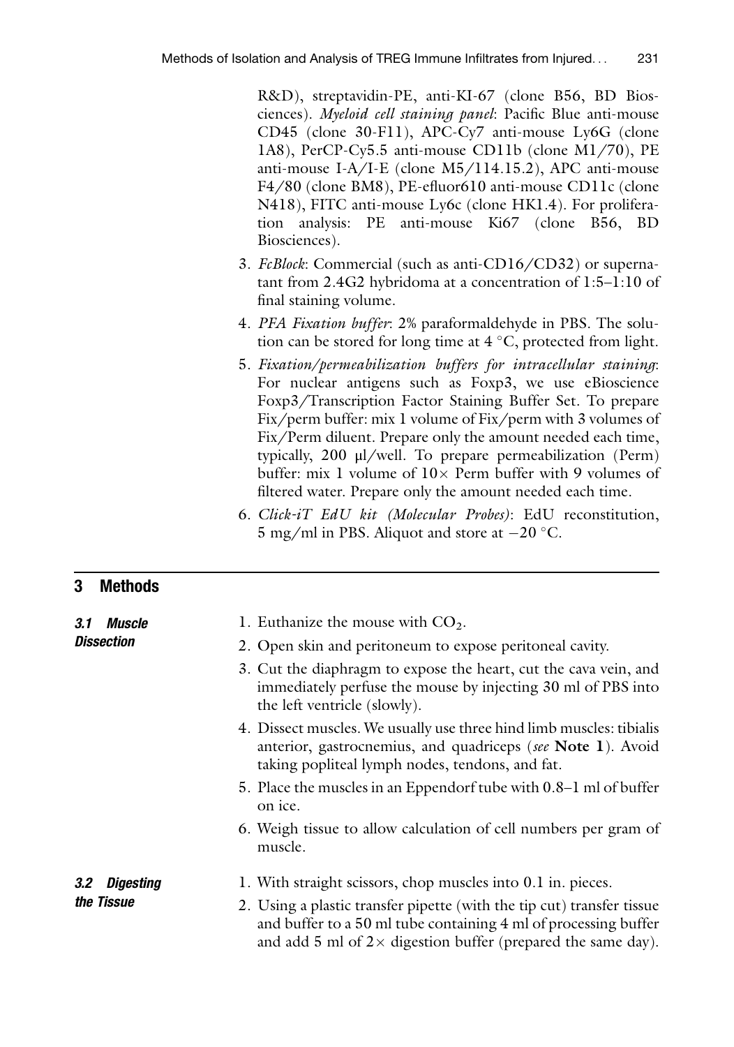R&D), streptavidin-PE, anti-KI-67 (clone B56, BD Biosciences). *Myeloid cell staining panel*: Pacific Blue anti-mouse CD45 (clone 30-F11), APC-Cy7 anti-mouse Ly6G (clone 1A8), PerCP-Cy5.5 anti-mouse CD11b (clone M1/70), PE anti-mouse I-A/I-E (clone M5/114.15.2), APC anti-mouse F4/80 (clone BM8), PE-efluor610 anti-mouse CD11c (clone N418), FITC anti-mouse Ly6c (clone HK1.4). For proliferation analysis: PE anti-mouse Ki67 (clone B56, BD Biosciences).

3. *FcBlock*: Commercial (such as anti-CD16/CD32) or supernatant from 2.4G2 hybridoma at a concentration of 1:5–1:10 of final staining volume.
4. *PFA Fixation buffer*: 2% paraformaldehyde in PBS. The solution can be stored for long time at 4 °C, protected from light.
5. *Fixation/permeabilization buffers for intracellular staining*: For nuclear antigens such as Foxp3, we use eBioscience Foxp3/Transcription Factor Staining Buffer Set. To prepare Fix/perm buffer: mix 1 volume of Fix/perm with 3 volumes of Fix/Perm diluent. Prepare only the amount needed each time, typically, 200 μl/well. To prepare permeabilization (Perm) buffer: mix 1 volume of 10× Perm buffer with 9 volumes of filtered water. Prepare only the amount needed each time.
6. *Click-iT EdU kit (Molecular Probes)*: EdU reconstitution, 5 mg/ml in PBS. Aliquot and store at −20 °C.

## 3 Methods

### 3.1 Muscle Dissection

1. Euthanize the mouse with $CO_2$.
2. Open skin and peritoneum to expose peritoneal cavity.
3. Cut the diaphragm to expose the heart, cut the cava vein, and immediately perfuse the mouse by injecting 30 ml of PBS into the left ventricle (slowly).
4. Dissect muscles. We usually use three hind limb muscles: tibialis anterior, gastrocnemius, and quadriceps (*see* **Note 1**). Avoid taking popliteal lymph nodes, tendons, and fat.
5. Place the muscles in an Eppendorf tube with 0.8–1 ml of buffer on ice.
6. Weigh tissue to allow calculation of cell numbers per gram of muscle.

### 3.2 Digesting the Tissue

1. With straight scissors, chop muscles into 0.1 in. pieces.
2. Using a plastic transfer pipette (with the tip cut) transfer tissue and buffer to a 50 ml tube containing 4 ml of processing buffer and add 5 ml of 2× digestion buffer (prepared the same day).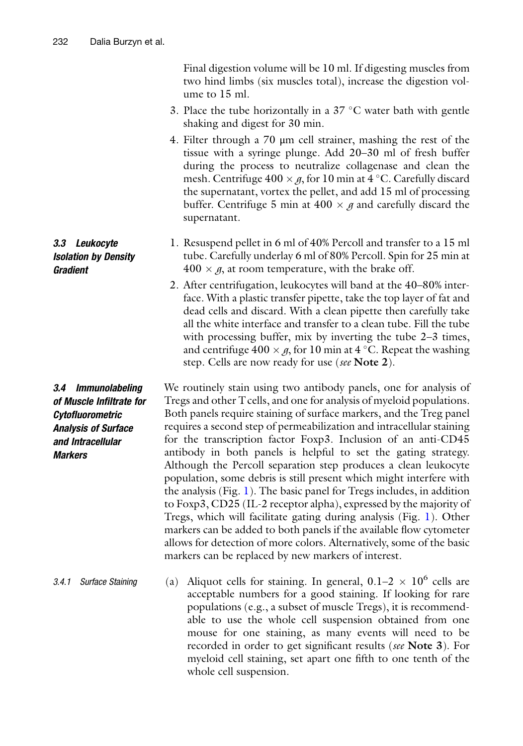Final digestion volume will be 10 ml. If digesting muscles from two hind limbs (six muscles total), increase the digestion volume to 15 ml.

3. Place the tube horizontally in a 37 °C water bath with gentle shaking and digest for 30 min.
4. Filter through a 70 μm cell strainer, mashing the rest of the tissue with a syringe plunge. Add 20–30 ml of fresh buffer during the process to neutralize collagenase and clean the mesh. Centrifuge 400 × *g*, for 10 min at 4 °C. Carefully discard the supernatant, vortex the pellet, and add 15 ml of processing buffer. Centrifuge 5 min at 400 × *g* and carefully discard the supernatant.

### 3.3 Leukocyte Isolation by Density Gradient

1. Resuspend pellet in 6 ml of 40% Percoll and transfer to a 15 ml tube. Carefully underlay 6 ml of 80% Percoll. Spin for 25 min at 400 × *g*, at room temperature, with the brake off.
2. After centrifugation, leukocytes will band at the 40–80% interface. With a plastic transfer pipette, take the top layer of fat and dead cells and discard. With a clean pipette then carefully take all the white interface and transfer to a clean tube. Fill the tube with processing buffer, mix by inverting the tube 2–3 times, and centrifuge 400 × *g*, for 10 min at 4 °C. Repeat the washing step. Cells are now ready for use (*see* **Note 2**).

### 3.4 Immunolabeling of Muscle Infiltrate for Cytofluorometric Analysis of Surface and Intracellular Markers

We routinely stain using two antibody panels, one for analysis of Tregs and other T cells, and one for analysis of myeloid populations. Both panels require staining of surface markers, and the Treg panel requires a second step of permeabilization and intracellular staining for the transcription factor Foxp3. Inclusion of an anti-CD45 antibody in both panels is helpful to set the gating strategy. Although the Percoll separation step produces a clean leukocyte population, some debris is still present which might interfere with the analysis (Fig. 1). The basic panel for Tregs includes, in addition to Foxp3, CD25 (IL-2 receptor alpha), expressed by the majority of Tregs, which will facilitate gating during analysis (Fig. 1). Other markers can be added to both panels if the available flow cytometer allows for detection of more colors. Alternatively, some of the basic markers can be replaced by new markers of interest.

#### 3.4.1 Surface Staining

(a) Aliquot cells for staining. In general, $0.1\text{–}2 \times 10^6$ cells are acceptable numbers for a good staining. If looking for rare populations (e.g., a subset of muscle Tregs), it is recommendable to use the whole cell suspension obtained from one mouse for one staining, as many events will need to be recorded in order to get significant results (*see* **Note 3**). For myeloid cell staining, set apart one fifth to one tenth of the whole cell suspension.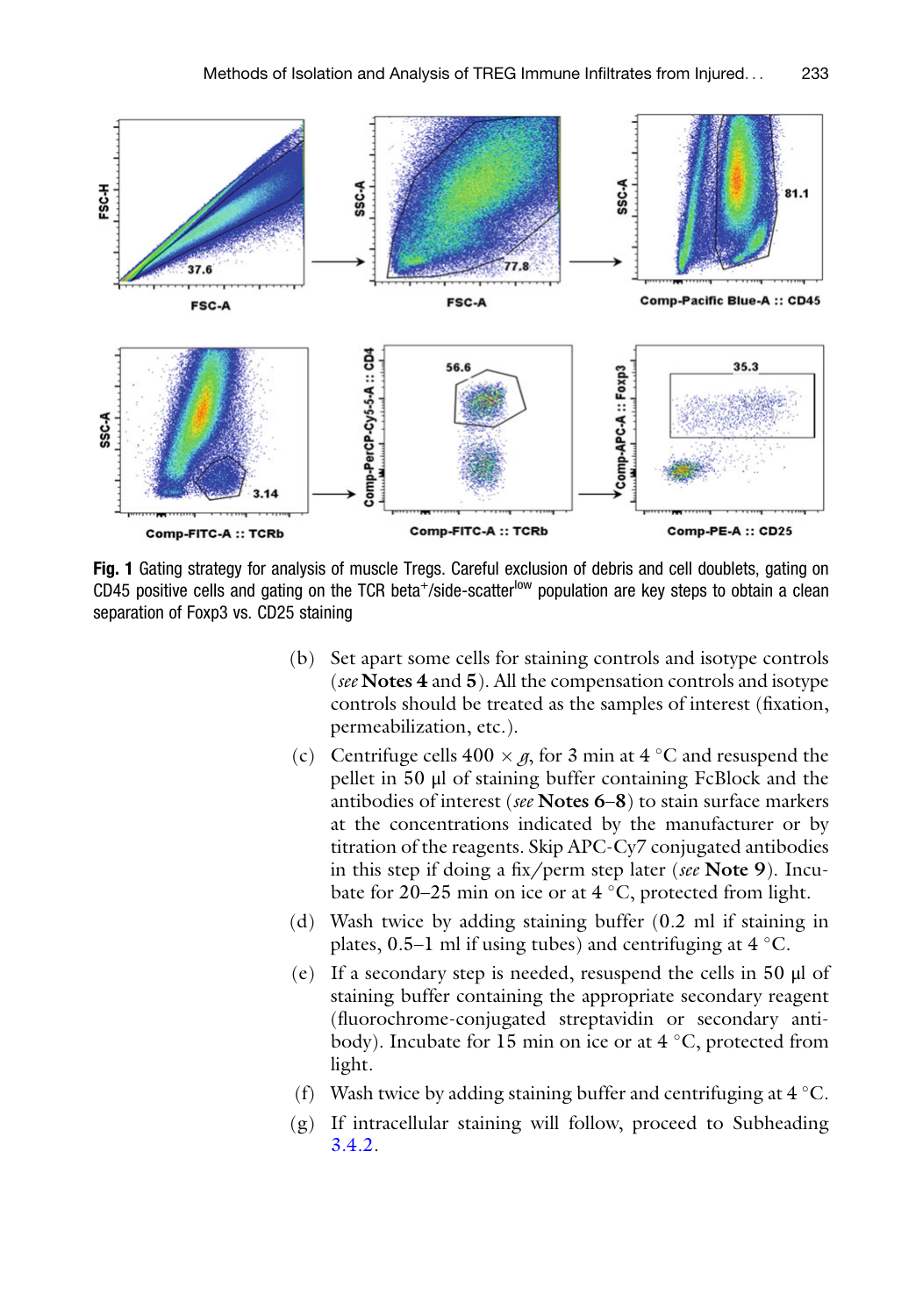**Fig. 1** Gating strategy for analysis of muscle Tregs. Careful exclusion of debris and cell doublets, gating on CD45 positive cells and gating on the TCR beta$^{+}$/side-scatter$^{low}$ population are key steps to obtain a clean separation of Foxp3 vs. CD25 staining

(b) Set apart some cells for staining controls and isotype controls (*see* **Notes 4** and **5**). All the compensation controls and isotype controls should be treated as the samples of interest (fixation, permeabilization, etc.).

(c) Centrifuge cells $400 \times g$, for 3 min at 4 °C and resuspend the pellet in 50 μl of staining buffer containing FcBlock and the antibodies of interest (*see* **Notes 6–8**) to stain surface markers at the concentrations indicated by the manufacturer or by titration of the reagents. Skip APC-Cy7 conjugated antibodies in this step if doing a fix/perm step later (*see* **Note 9**). Incubate for 20–25 min on ice or at 4 °C, protected from light.

(d) Wash twice by adding staining buffer (0.2 ml if staining in plates, 0.5–1 ml if using tubes) and centrifuging at 4 °C.

(e) If a secondary step is needed, resuspend the cells in 50 μl of staining buffer containing the appropriate secondary reagent (fluorochrome-conjugated streptavidin or secondary antibody). Incubate for 15 min on ice or at 4 °C, protected from light.

(f) Wash twice by adding staining buffer and centrifuging at 4 °C.

(g) If intracellular staining will follow, proceed to Subheading 3.4.2.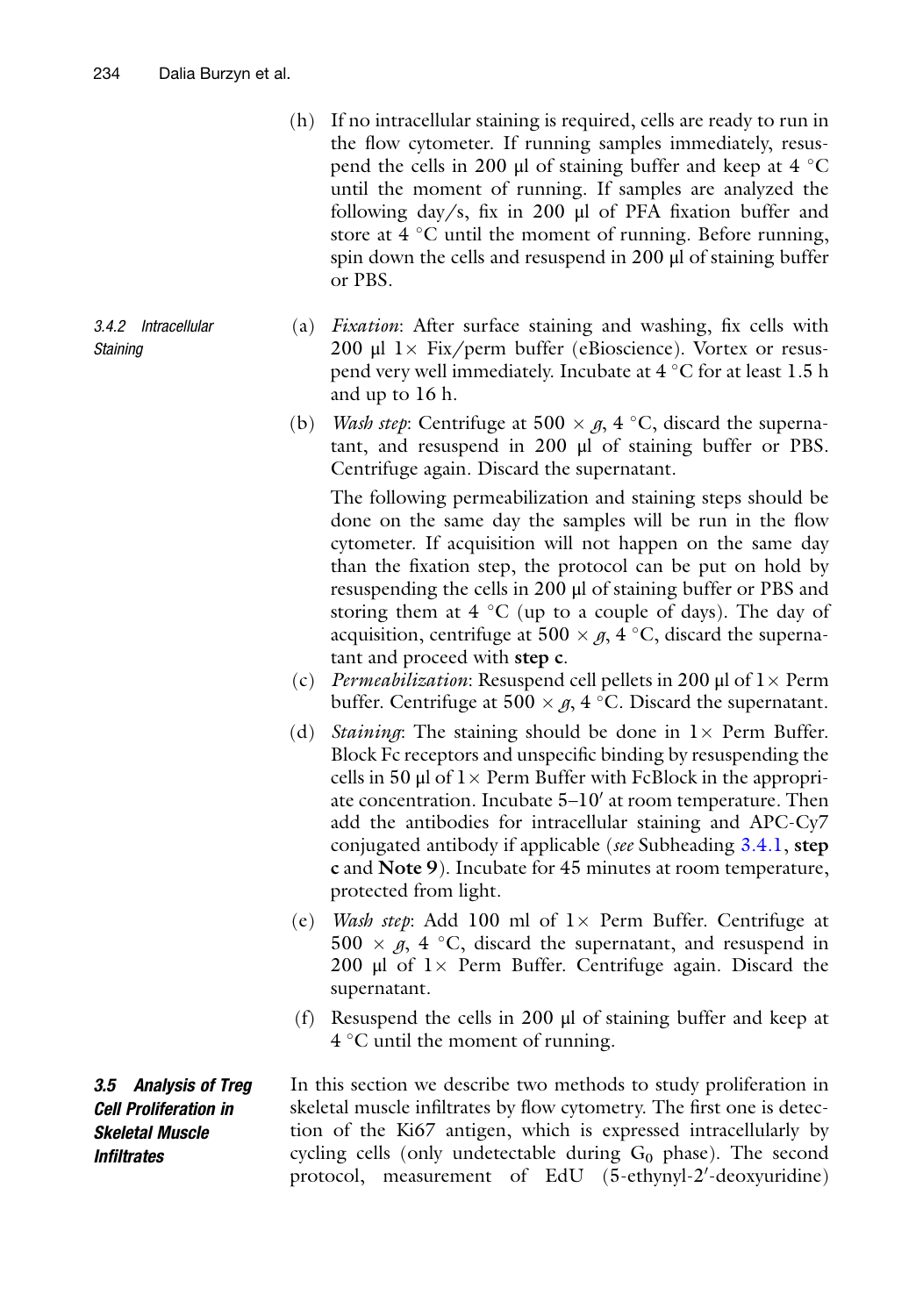(h) If no intracellular staining is required, cells are ready to run in the flow cytometer. If running samples immediately, resuspend the cells in 200 μl of staining buffer and keep at 4 °C until the moment of running. If samples are analyzed the following day/s, fix in 200 μl of PFA fixation buffer and store at 4 °C until the moment of running. Before running, spin down the cells and resuspend in 200 μl of staining buffer or PBS.

#### 3.4.2 Intracellular Staining

(a) *Fixation*: After surface staining and washing, fix cells with 200 μl 1× Fix/perm buffer (eBioscience). Vortex or resuspend very well immediately. Incubate at 4 °C for at least 1.5 h and up to 16 h.

(b) *Wash step*: Centrifuge at 500 × *g*, 4 °C, discard the supernatant, and resuspend in 200 μl of staining buffer or PBS. Centrifuge again. Discard the supernatant.

The following permeabilization and staining steps should be done on the same day the samples will be run in the flow cytometer. If acquisition will not happen on the same day than the fixation step, the protocol can be put on hold by resuspending the cells in 200 μl of staining buffer or PBS and storing them at 4 °C (up to a couple of days). The day of acquisition, centrifuge at 500 × *g*, 4 °C, discard the supernatant and proceed with **step c**.

(c) *Permeabilization*: Resuspend cell pellets in 200 μl of 1× Perm buffer. Centrifuge at 500 × *g*, 4 °C. Discard the supernatant.

(d) *Staining*: The staining should be done in 1× Perm Buffer. Block Fc receptors and unspecific binding by resuspending the cells in 50 μl of 1× Perm Buffer with FcBlock in the appropriate concentration. Incubate 5–10′ at room temperature. Then add the antibodies for intracellular staining and APC-Cy7 conjugated antibody if applicable (*see* Subheading 3.4.1, **step c** and **Note 9**). Incubate for 45 minutes at room temperature, protected from light.

(e) *Wash step*: Add 100 ml of 1× Perm Buffer. Centrifuge at 500 × *g*, 4 °C, discard the supernatant, and resuspend in 200 μl of 1× Perm Buffer. Centrifuge again. Discard the supernatant.

(f) Resuspend the cells in 200 μl of staining buffer and keep at 4 °C until the moment of running.

### 3.5 Analysis of Treg Cell Proliferation in Skeletal Muscle Infiltrates

In this section we describe two methods to study proliferation in skeletal muscle infiltrates by flow cytometry. The first one is detection of the Ki67 antigen, which is expressed intracellularly by cycling cells (only undetectable during $G_0$ phase). The second protocol, measurement of EdU (5-ethynyl-2′-deoxyuridine)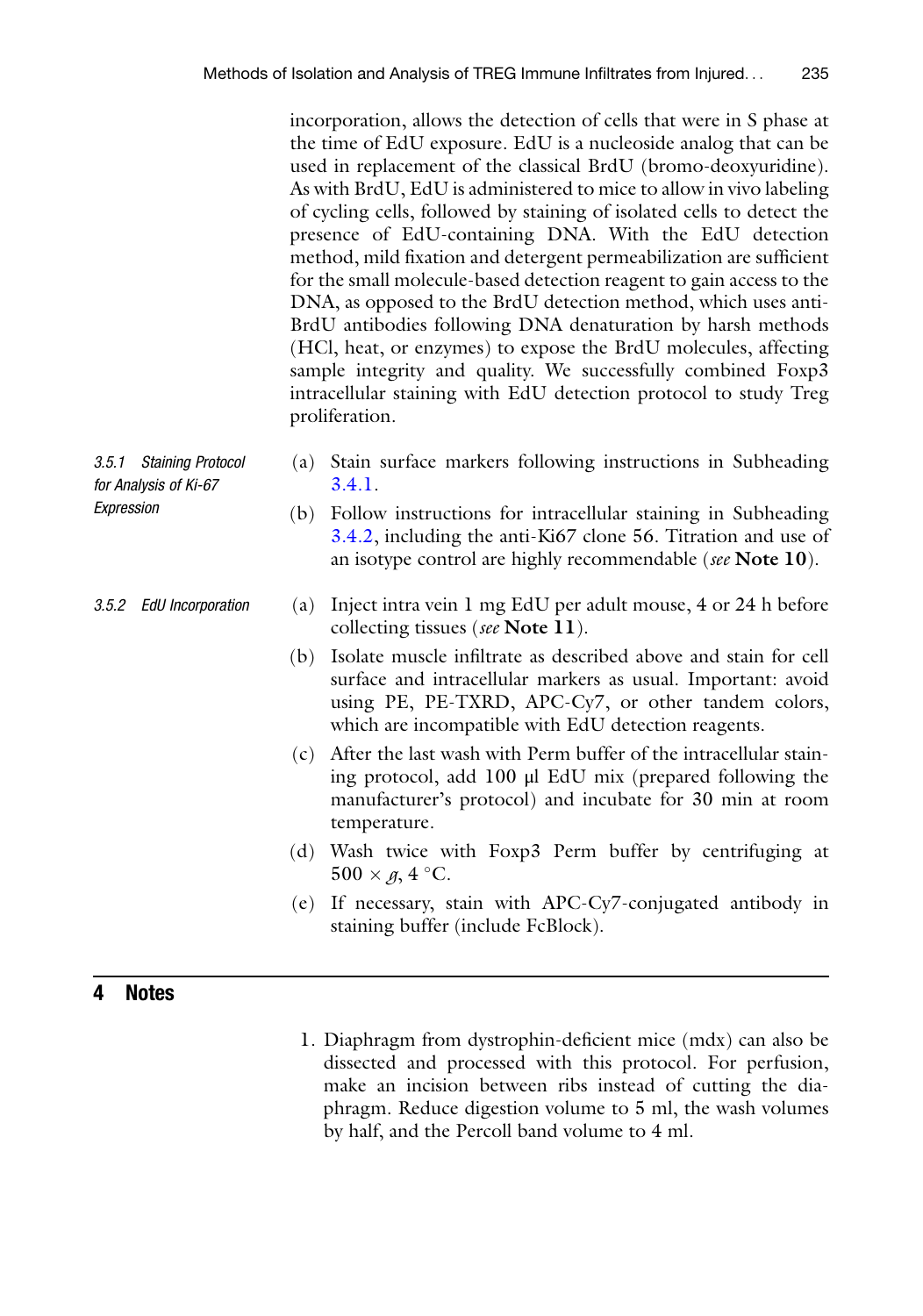incorporation, allows the detection of cells that were in S phase at the time of EdU exposure. EdU is a nucleoside analog that can be used in replacement of the classical BrdU (bromo-deoxyuridine). As with BrdU, EdU is administered to mice to allow in vivo labeling of cycling cells, followed by staining of isolated cells to detect the presence of EdU-containing DNA. With the EdU detection method, mild fixation and detergent permeabilization are sufficient for the small molecule-based detection reagent to gain access to the DNA, as opposed to the BrdU detection method, which uses anti-BrdU antibodies following DNA denaturation by harsh methods (HCl, heat, or enzymes) to expose the BrdU molecules, affecting sample integrity and quality. We successfully combined Foxp3 intracellular staining with EdU detection protocol to study Treg proliferation.

#### *3.5.1 Staining Protocol for Analysis of Ki-67 Expression*

(a) Stain surface markers following instructions in Subheading 3.4.1.

(b) Follow instructions for intracellular staining in Subheading 3.4.2, including the anti-Ki67 clone 56. Titration and use of an isotype control are highly recommendable (*see* **Note 10**).

#### *3.5.2 EdU Incorporation*

(a) Inject intra vein 1 mg EdU per adult mouse, 4 or 24 h before collecting tissues (*see* **Note 11**).

(b) Isolate muscle infiltrate as described above and stain for cell surface and intracellular markers as usual. Important: avoid using PE, PE-TXRD, APC-Cy7, or other tandem colors, which are incompatible with EdU detection reagents.

(c) After the last wash with Perm buffer of the intracellular staining protocol, add 100 μl EdU mix (prepared following the manufacturer's protocol) and incubate for 30 min at room temperature.

(d) Wash twice with Foxp3 Perm buffer by centrifuging at $500 \times g$, 4 °C.

(e) If necessary, stain with APC-Cy7-conjugated antibody in staining buffer (include FcBlock).

## 4 Notes

1. Diaphragm from dystrophin-deficient mice (mdx) can also be dissected and processed with this protocol. For perfusion, make an incision between ribs instead of cutting the diaphragm. Reduce digestion volume to 5 ml, the wash volumes by half, and the Percoll band volume to 4 ml.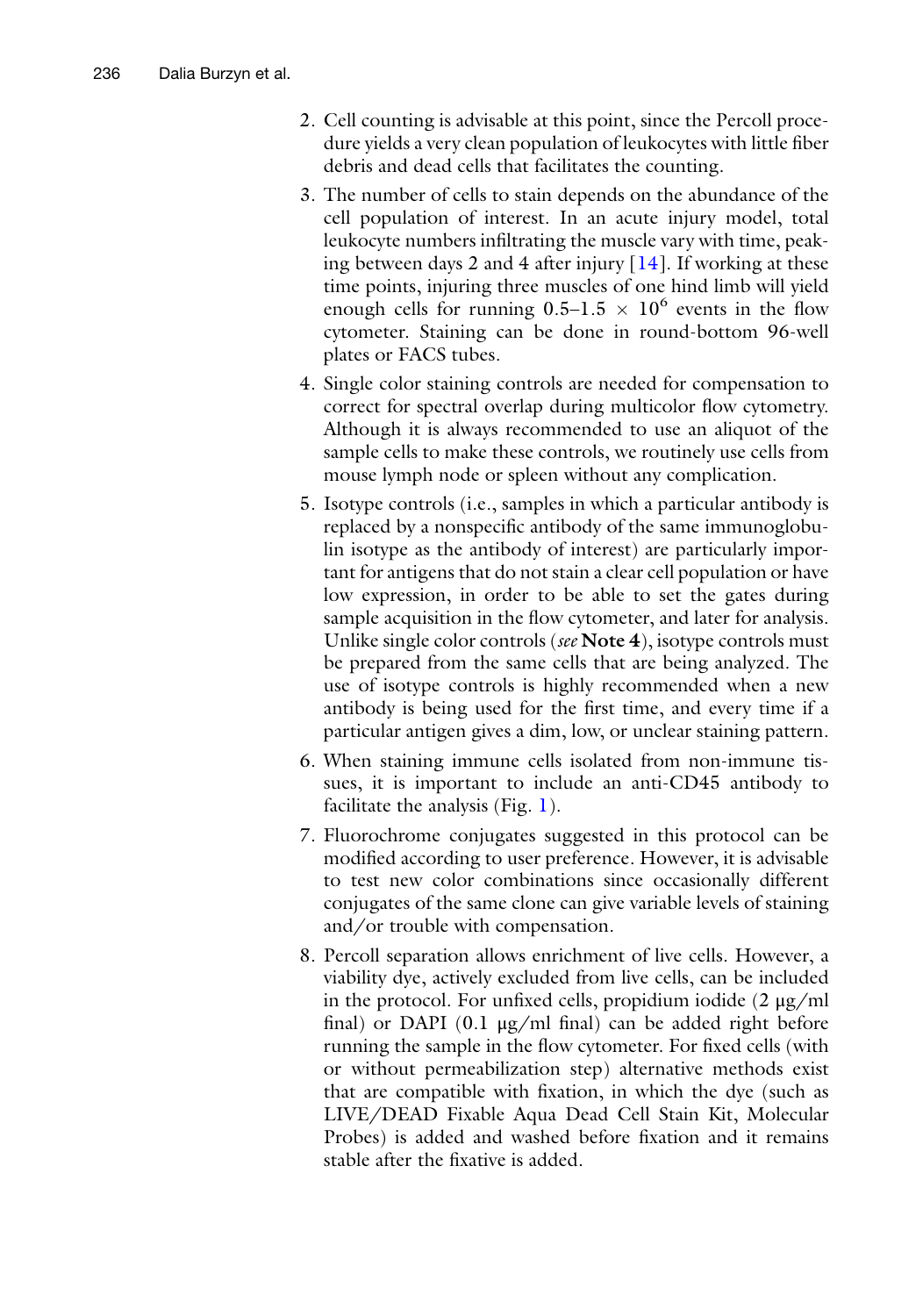2. Cell counting is advisable at this point, since the Percoll procedure yields a very clean population of leukocytes with little fiber debris and dead cells that facilitates the counting.
3. The number of cells to stain depends on the abundance of the cell population of interest. In an acute injury model, total leukocyte numbers infiltrating the muscle vary with time, peaking between days 2 and 4 after injury [14]. If working at these time points, injuring three muscles of one hind limb will yield enough cells for running $0.5–1.5 \times 10^6$ events in the flow cytometer. Staining can be done in round-bottom 96-well plates or FACS tubes.
4. Single color staining controls are needed for compensation to correct for spectral overlap during multicolor flow cytometry. Although it is always recommended to use an aliquot of the sample cells to make these controls, we routinely use cells from mouse lymph node or spleen without any complication.
5. Isotype controls (i.e., samples in which a particular antibody is replaced by a nonspecific antibody of the same immunoglobulin isotype as the antibody of interest) are particularly important for antigens that do not stain a clear cell population or have low expression, in order to be able to set the gates during sample acquisition in the flow cytometer, and later for analysis. Unlike single color controls (*see* **Note 4**), isotype controls must be prepared from the same cells that are being analyzed. The use of isotype controls is highly recommended when a new antibody is being used for the first time, and every time if a particular antigen gives a dim, low, or unclear staining pattern.
6. When staining immune cells isolated from non-immune tissues, it is important to include an anti-CD45 antibody to facilitate the analysis (Fig. 1).
7. Fluorochrome conjugates suggested in this protocol can be modified according to user preference. However, it is advisable to test new color combinations since occasionally different conjugates of the same clone can give variable levels of staining and/or trouble with compensation.
8. Percoll separation allows enrichment of live cells. However, a viability dye, actively excluded from live cells, can be included in the protocol. For unfixed cells, propidium iodide (2 μg/ml final) or DAPI (0.1 μg/ml final) can be added right before running the sample in the flow cytometer. For fixed cells (with or without permeabilization step) alternative methods exist that are compatible with fixation, in which the dye (such as LIVE/DEAD Fixable Aqua Dead Cell Stain Kit, Molecular Probes) is added and washed before fixation and it remains stable after the fixative is added.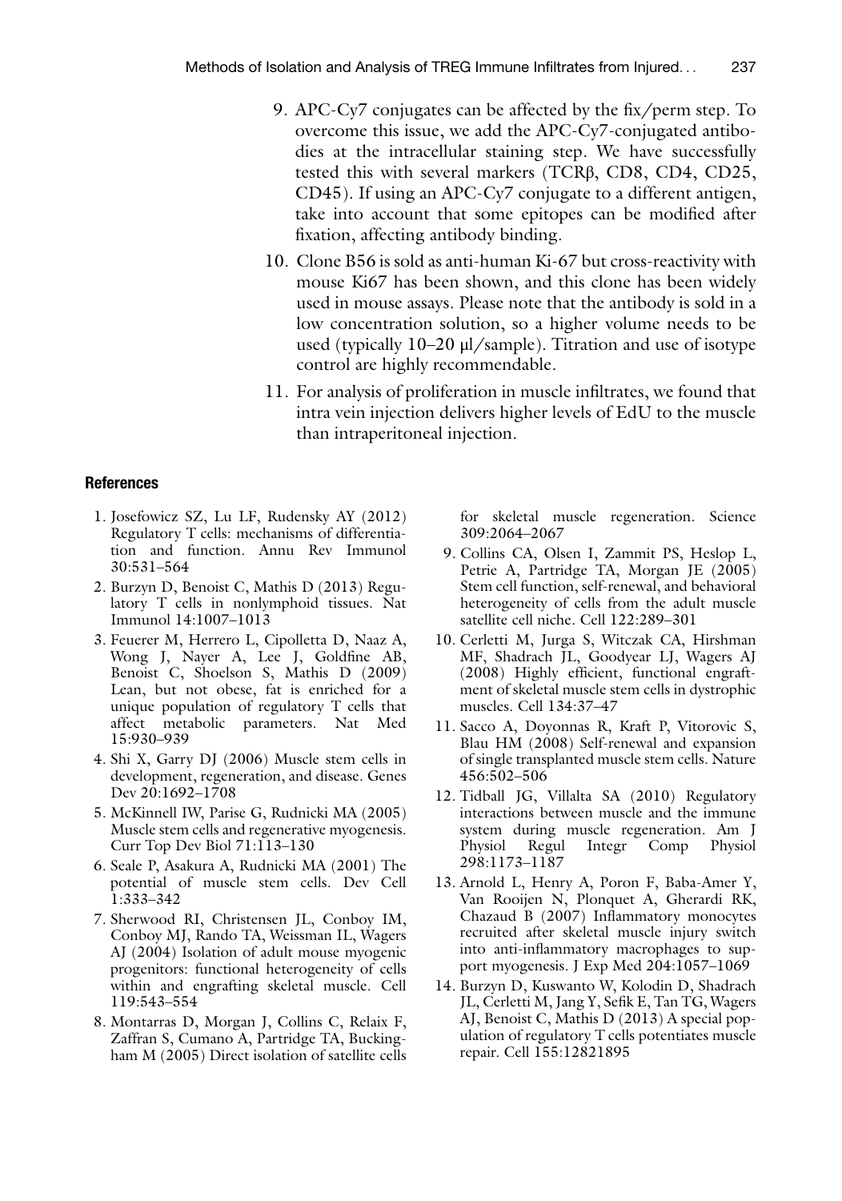9. APC-Cy7 conjugates can be affected by the fix/perm step. To overcome this issue, we add the APC-Cy7-conjugated antibodies at the intracellular staining step. We have successfully tested this with several markers (TCRβ, CD8, CD4, CD25, CD45). If using an APC-Cy7 conjugate to a different antigen, take into account that some epitopes can be modified after fixation, affecting antibody binding.
10. Clone B56 is sold as anti-human Ki-67 but cross-reactivity with mouse Ki67 has been shown, and this clone has been widely used in mouse assays. Please note that the antibody is sold in a low concentration solution, so a higher volume needs to be used (typically 10–20 μl/sample). Titration and use of isotype control are highly recommendable.
11. For analysis of proliferation in muscle infiltrates, we found that intra vein injection delivers higher levels of EdU to the muscle than intraperitoneal injection.

## References

1. Josefowicz SZ, Lu LF, Rudensky AY (2012) Regulatory T cells: mechanisms of differentiation and function. Annu Rev Immunol 30:531–564
2. Burzyn D, Benoist C, Mathis D (2013) Regulatory T cells in nonlymphoid tissues. Nat Immunol 14:1007–1013
3. Feuerer M, Herrero L, Cipolletta D, Naaz A, Wong J, Nayer A, Lee J, Goldfine AB, Benoist C, Shoelson S, Mathis D (2009) Lean, but not obese, fat is enriched for a unique population of regulatory T cells that affect metabolic parameters. Nat Med 15:930–939
4. Shi X, Garry DJ (2006) Muscle stem cells in development, regeneration, and disease. Genes Dev 20:1692–1708
5. McKinnell IW, Parise G, Rudnicki MA (2005) Muscle stem cells and regenerative myogenesis. Curr Top Dev Biol 71:113–130
6. Seale P, Asakura A, Rudnicki MA (2001) The potential of muscle stem cells. Dev Cell 1:333–342
7. Sherwood RI, Christensen JL, Conboy IM, Conboy MJ, Rando TA, Weissman IL, Wagers AJ (2004) Isolation of adult mouse myogenic progenitors: functional heterogeneity of cells within and engrafting skeletal muscle. Cell 119:543–554
8. Montarras D, Morgan J, Collins C, Relaix F, Zaffran S, Cumano A, Partridge TA, Buckingham M (2005) Direct isolation of satellite cells for skeletal muscle regeneration. Science 309:2064–2067
9. Collins CA, Olsen I, Zammit PS, Heslop L, Petrie A, Partridge TA, Morgan JE (2005) Stem cell function, self-renewal, and behavioral heterogeneity of cells from the adult muscle satellite cell niche. Cell 122:289–301
10. Cerletti M, Jurga S, Witczak CA, Hirshman MF, Shadrach JL, Goodyear LJ, Wagers AJ (2008) Highly efficient, functional engraftment of skeletal muscle stem cells in dystrophic muscles. Cell 134:37–47
11. Sacco A, Doyonnas R, Kraft P, Vitorovic S, Blau HM (2008) Self-renewal and expansion of single transplanted muscle stem cells. Nature 456:502–506
12. Tidball JG, Villalta SA (2010) Regulatory interactions between muscle and the immune system during muscle regeneration. Am J Physiol Regul Integr Comp Physiol 298:1173–1187
13. Arnold L, Henry A, Poron F, Baba-Amer Y, Van Rooijen N, Plonquet A, Gherardi RK, Chazaud B (2007) Inflammatory monocytes recruited after skeletal muscle injury switch into anti-inflammatory macrophages to support myogenesis. J Exp Med 204:1057–1069
14. Burzyn D, Kuswanto W, Kolodin D, Shadrach JL, Cerletti M, Jang Y, Sefik E, Tan TG, Wagers AJ, Benoist C, Mathis D (2013) A special population of regulatory T cells potentiates muscle repair. Cell 155:12821895